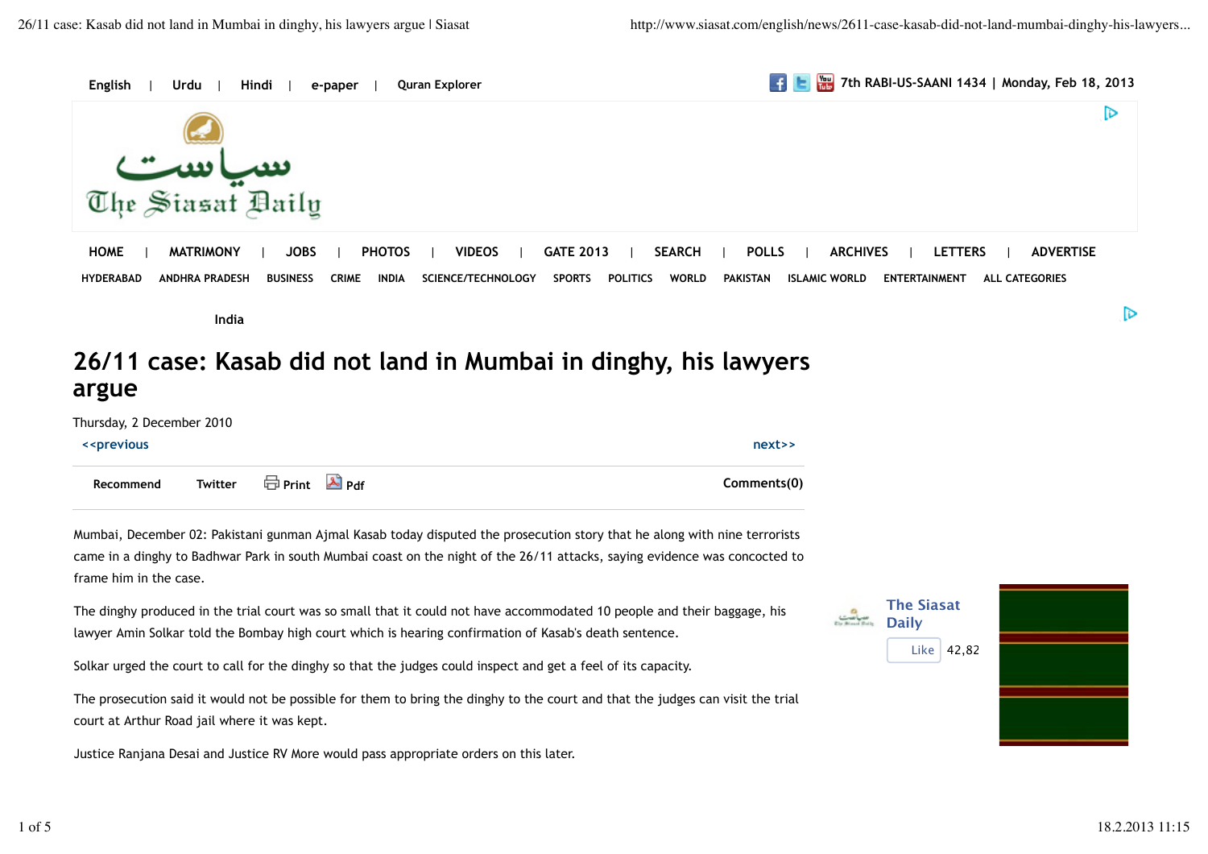English | Urdu | Hindi | e-paper | Quran Explorer

7th RABI-US-SAANI 1434 | Monday, Feb 18, 2013

The Siasat Daily

HOME | MATRIMONY | JOBS | PHOTOS | VIDEOS | GATE 2013 | SEARCH | POLLS | ARCHIVES | LETTERS | ADVERTISE

HYDERABAD ANDHRA PRADESH BUSINESS CRIME INDIA SCIENCE/TECHNOLOGY SPORTS POLITICS WORLD PAKISTAN ISLAMIC WORLD ENTERTAINMENT ALL CATEGORIES

India

# 26/11 case: Kasab did not land in Mumbai in dinghy, his lawyers argue

Thursday, 2 December 2010

<<previous next>>

Recommend Twitter Print Pdf Comments(0)

Mumbai, December 02: Pakistani gunman Ajmal Kasab today disputed the prosecution story that he along with nine terrorists came in a dinghy to Badhwar Park in south Mumbai coast on the night of the 26/11 attacks, saying evidence was concocted to frame him in the case.

The dinghy produced in the trial court was so small that it could not have accommodated 10 people and their baggage, his lawyer Amin Solkar told the Bombay high court which is hearing confirmation of Kasab's death sentence.

Solkar urged the court to call for the dinghy so that the judges could inspect and get a feel of its capacity.

The prosecution said it would not be possible for them to bring the dinghy to the court and that the judges can visit the trial court at Arthur Road jail where it was kept.

Justice Ranjana Desai and Justice RV More would pass appropriate orders on this later.

The Siasat Daily

Like 42,82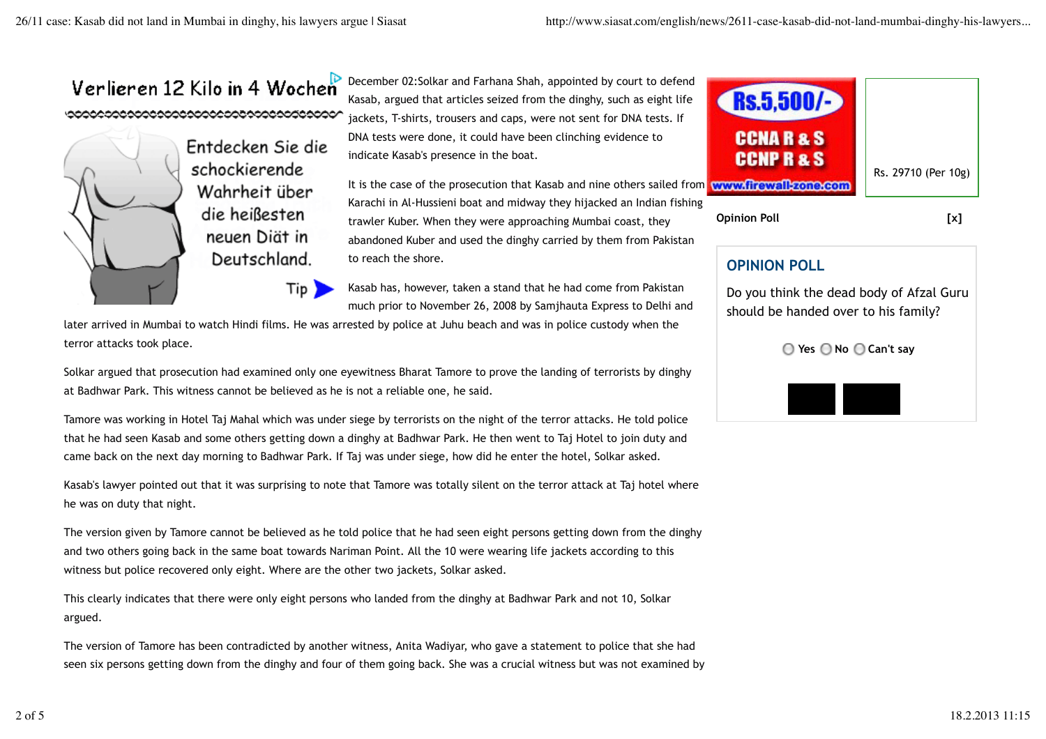December 02:Solkar and Farhana Shah, appointed by court to defend Kasab, argued that articles seized from the dinghy, such as eight life jackets, T-shirts, trousers and caps, were not sent for DNA tests. If DNA tests were done, it could have been clinching evidence to indicate Kasab's presence in the boat.

It is the case of the prosecution that Kasab and nine others sailed from Karachi in Al-Hussieni boat and midway they hijacked an Indian fishing trawler Kuber. When they were approaching Mumbai coast, they abandoned Kuber and used the dinghy carried by them from Pakistan to reach the shore.

Kasab has, however, taken a stand that he had come from Pakistan much prior to November 26, 2008 by Samjhauta Express to Delhi and later arrived in Mumbai to watch Hindi films. He was arrested by police at Juhu beach and was in police custody when the terror attacks took place.

Solkar argued that prosecution had examined only one eyewitness Bharat Tamore to prove the landing of terrorists by dinghy at Badhwar Park. This witness cannot be believed as he is not a reliable one, he said.

Tamore was working in Hotel Taj Mahal which was under siege by terrorists on the night of the terror attacks. He told police that he had seen Kasab and some others getting down a dinghy at Badhwar Park. He then went to Taj Hotel to join duty and came back on the next day morning to Badhwar Park. If Taj was under siege, how did he enter the hotel, Solkar asked.

Kasab's lawyer pointed out that it was surprising to note that Tamore was totally silent on the terror attack at Taj hotel where he was on duty that night.

The version given by Tamore cannot be believed as he told police that he had seen eight persons getting down from the dinghy and two others going back in the same boat towards Nariman Point. All the 10 were wearing life jackets according to this witness but police recovered only eight. Where are the other two jackets, Solkar asked.

This clearly indicates that there were only eight persons who landed from the dinghy at Badhwar Park and not 10, Solkar argued.

The version of Tamore has been contradicted by another witness, Anita Wadiyar, who gave a statement to police that she had seen six persons getting down from the dinghy and four of them going back. She was a crucial witness but was not examined by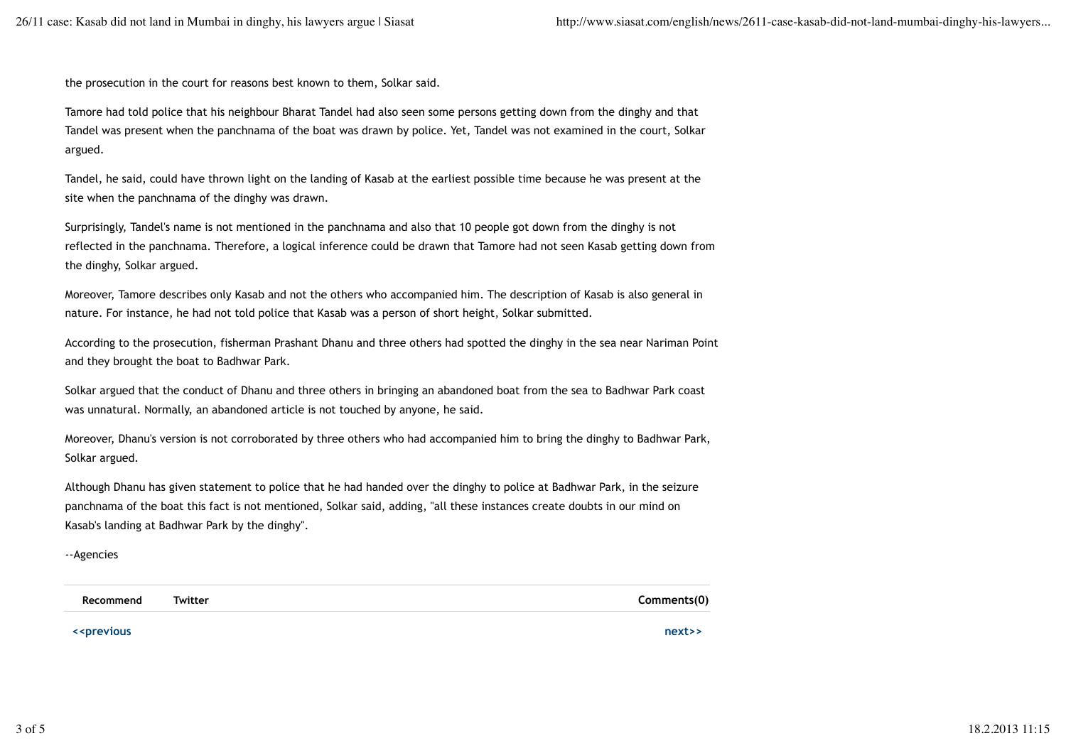the prosecution in the court for reasons best known to them, Solkar said.

Tamore had told police that his neighbour Bharat Tandel had also seen some persons getting down from the dinghy and that Tandel was present when the panchnama of the boat was drawn by police. Yet, Tandel was not examined in the court, Solkar argued.

Tandel, he said, could have thrown light on the landing of Kasab at the earliest possible time because he was present at the site when the panchnama of the dinghy was drawn.

Surprisingly, Tandel's name is not mentioned in the panchnama and also that 10 people got down from the dinghy is not reflected in the panchnama. Therefore, a logical inference could be drawn that Tamore had not seen Kasab getting down from the dinghy, Solkar argued.

Moreover, Tamore describes only Kasab and not the others who accompanied him. The description of Kasab is also general in nature. For instance, he had not told police that Kasab was a person of short height, Solkar submitted.

According to the prosecution, fisherman Prashant Dhanu and three others had spotted the dinghy in the sea near Nariman Point and they brought the boat to Badhwar Park.

Solkar argued that the conduct of Dhanu and three others in bringing an abandoned boat from the sea to Badhwar Park coast was unnatural. Normally, an abandoned article is not touched by anyone, he said.

Moreover, Dhanu's version is not corroborated by three others who had accompanied him to bring the dinghy to Badhwar Park, Solkar argued.

Although Dhanu has given statement to police that he had handed over the dinghy to police at Badhwar Park, in the seizure panchnama of the boat this fact is not mentioned, Solkar said, adding, "all these instances create doubts in our mind on Kasab's landing at Badhwar Park by the dinghy".

--Agencies

**Recommend** **Twitter** **Comments(0)**

**<<previous** **next>>**